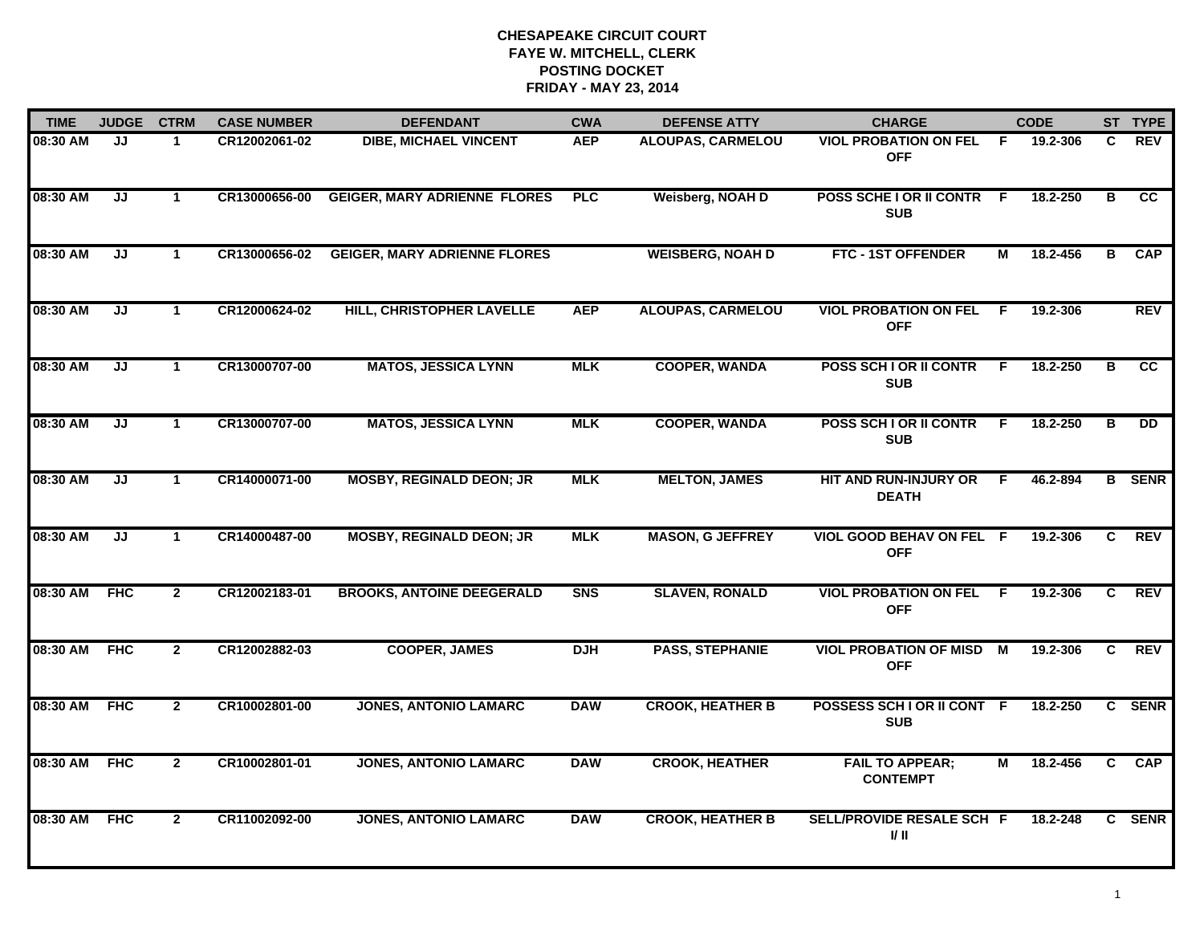**CHESAPEAKE CIRCUIT COURT**
**FAYE W. MITCHELL, CLERK**
**POSTING DOCKET**
**FRIDAY - MAY 23, 2014**

| TIME | JUDGE | CTRM | CASE NUMBER | DEFENDANT | CWA | DEFENSE ATTY | CHARGE | | CODE | ST | TYPE |
|---|---|---|---|---|---|---|---|---|---|---|---|
| 08:30 AM | JJ | 1 | CR12002061-02 | DIBE, MICHAEL VINCENT | AEP | ALOUPAS, CARMELOU | VIOL PROBATION ON FEL OFF | F | 19.2-306 | C | REV |
| 08:30 AM | JJ | 1 | CR13000656-00 | GEIGER, MARY ADRIENNE FLORES | PLC | Weisberg, NOAH D | POSS SCHE I OR II CONTR SUB | F | 18.2-250 | B | CC |
| 08:30 AM | JJ | 1 | CR13000656-02 | GEIGER, MARY ADRIENNE FLORES | | WEISBERG, NOAH D | FTC - 1ST OFFENDER | M | 18.2-456 | B | CAP |
| 08:30 AM | JJ | 1 | CR12000624-02 | HILL, CHRISTOPHER LAVELLE | AEP | ALOUPAS, CARMELOU | VIOL PROBATION ON FEL OFF | F | 19.2-306 | | REV |
| 08:30 AM | JJ | 1 | CR13000707-00 | MATOS, JESSICA LYNN | MLK | COOPER, WANDA | POSS SCH I OR II CONTR SUB | F | 18.2-250 | B | CC |
| 08:30 AM | JJ | 1 | CR13000707-00 | MATOS, JESSICA LYNN | MLK | COOPER, WANDA | POSS SCH I OR II CONTR SUB | F | 18.2-250 | B | DD |
| 08:30 AM | JJ | 1 | CR14000071-00 | MOSBY, REGINALD DEON; JR | MLK | MELTON, JAMES | HIT AND RUN-INJURY OR DEATH | F | 46.2-894 | B | SENR |
| 08:30 AM | JJ | 1 | CR14000487-00 | MOSBY, REGINALD DEON; JR | MLK | MASON, G JEFFREY | VIOL GOOD BEHAV ON FEL OFF | F | 19.2-306 | C | REV |
| 08:30 AM | FHC | 2 | CR12002183-01 | BROOKS, ANTOINE DEEGERALD | SNS | SLAVEN, RONALD | VIOL PROBATION ON FEL OFF | F | 19.2-306 | C | REV |
| 08:30 AM | FHC | 2 | CR12002882-03 | COOPER, JAMES | DJH | PASS, STEPHANIE | VIOL PROBATION OF MISD OFF | M | 19.2-306 | C | REV |
| 08:30 AM | FHC | 2 | CR10002801-00 | JONES, ANTONIO LAMARC | DAW | CROOK, HEATHER B | POSSESS SCH I OR II CONT SUB | F | 18.2-250 | C | SENR |
| 08:30 AM | FHC | 2 | CR10002801-01 | JONES, ANTONIO LAMARC | DAW | CROOK, HEATHER | FAIL TO APPEAR; CONTEMPT | M | 18.2-456 | C | CAP |
| 08:30 AM | FHC | 2 | CR11002092-00 | JONES, ANTONIO LAMARC | DAW | CROOK, HEATHER B | SELL/PROVIDE RESALE SCH I/ II | F | 18.2-248 | C | SENR |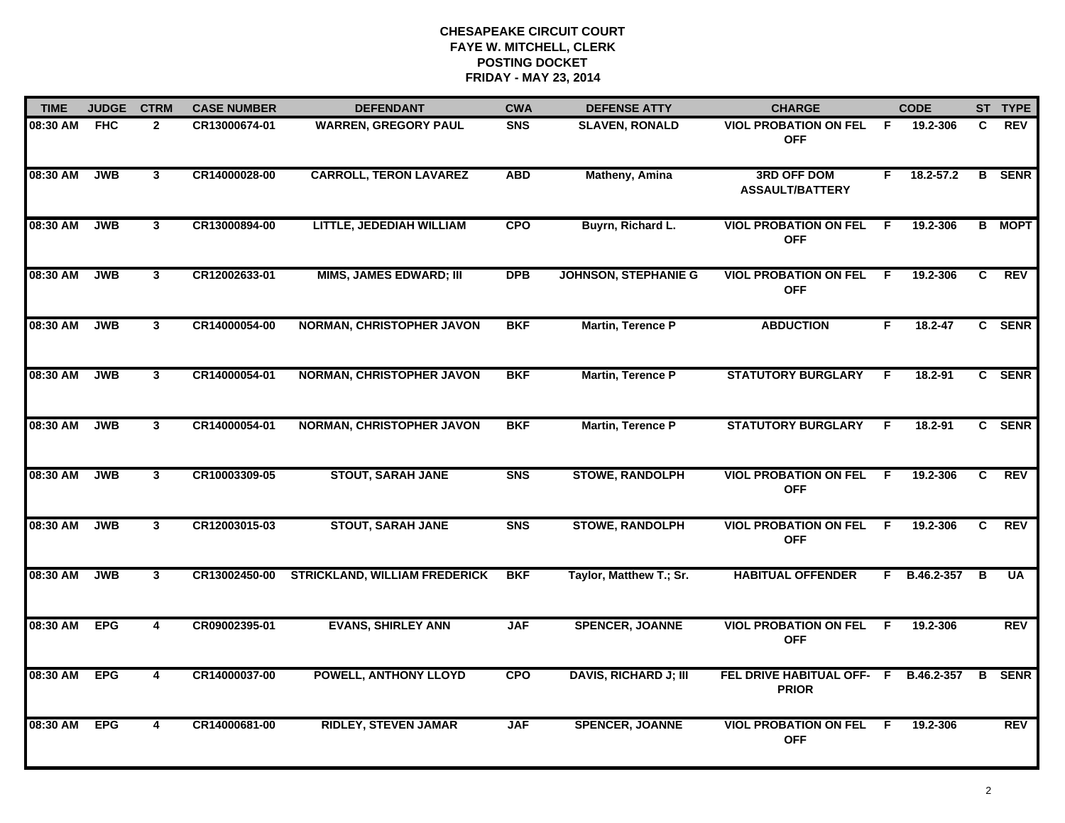**CHESAPEAKE CIRCUIT COURT**
**FAYE W. MITCHELL, CLERK**
**POSTING DOCKET**
**FRIDAY - MAY 23, 2014**

| TIME | JUDGE | CTRM | CASE NUMBER | DEFENDANT | CWA | DEFENSE ATTY | CHARGE | | CODE | ST | TYPE |
|---|---|---|---|---|---|---|---|---|---|---|---|
| 08:30 AM | FHC | 2 | CR13000674-01 | WARREN, GREGORY PAUL | SNS | SLAVEN, RONALD | VIOL PROBATION ON FEL OFF | F | 19.2-306 | C | REV |
| 08:30 AM | JWB | 3 | CR14000028-00 | CARROLL, TERON LAVAREZ | ABD | Matheny, Amina | 3RD OFF DOM ASSAULT/BATTERY | F | 18.2-57.2 | B | SENR |
| 08:30 AM | JWB | 3 | CR13000894-00 | LITTLE, JEDEDIAH WILLIAM | CPO | Buyrn, Richard L. | VIOL PROBATION ON FEL OFF | F | 19.2-306 | B | MOPT |
| 08:30 AM | JWB | 3 | CR12002633-01 | MIMS, JAMES EDWARD; III | DPB | JOHNSON, STEPHANIE G | VIOL PROBATION ON FEL OFF | F | 19.2-306 | C | REV |
| 08:30 AM | JWB | 3 | CR14000054-00 | NORMAN, CHRISTOPHER JAVON | BKF | Martin, Terence P | ABDUCTION | F | 18.2-47 | C | SENR |
| 08:30 AM | JWB | 3 | CR14000054-01 | NORMAN, CHRISTOPHER JAVON | BKF | Martin, Terence P | STATUTORY BURGLARY | F | 18.2-91 | C | SENR |
| 08:30 AM | JWB | 3 | CR14000054-01 | NORMAN, CHRISTOPHER JAVON | BKF | Martin, Terence P | STATUTORY BURGLARY | F | 18.2-91 | C | SENR |
| 08:30 AM | JWB | 3 | CR10003309-05 | STOUT, SARAH JANE | SNS | STOWE, RANDOLPH | VIOL PROBATION ON FEL OFF | F | 19.2-306 | C | REV |
| 08:30 AM | JWB | 3 | CR12003015-03 | STOUT, SARAH JANE | SNS | STOWE, RANDOLPH | VIOL PROBATION ON FEL OFF | F | 19.2-306 | C | REV |
| 08:30 AM | JWB | 3 | CR13002450-00 | STRICKLAND, WILLIAM FREDERICK | BKF | Taylor, Matthew T.; Sr. | HABITUAL OFFENDER | F | B.46.2-357 | B | UA |
| 08:30 AM | EPG | 4 | CR09002395-01 | EVANS, SHIRLEY ANN | JAF | SPENCER, JOANNE | VIOL PROBATION ON FEL OFF | F | 19.2-306 | | REV |
| 08:30 AM | EPG | 4 | CR14000037-00 | POWELL, ANTHONY LLOYD | CPO | DAVIS, RICHARD J; III | FEL DRIVE HABITUAL OFF-PRIOR | F | B.46.2-357 | B | SENR |
| 08:30 AM | EPG | 4 | CR14000681-00 | RIDLEY, STEVEN JAMAR | JAF | SPENCER, JOANNE | VIOL PROBATION ON FEL OFF | F | 19.2-306 | | REV |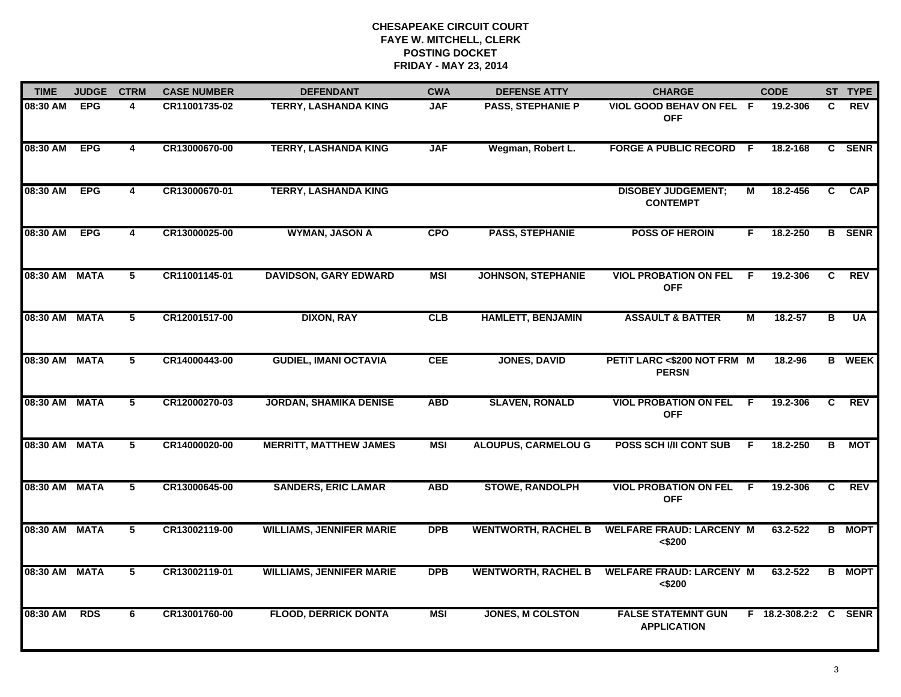# CHESAPEAKE CIRCUIT COURT
## FAYE W. MITCHELL, CLERK
## POSTING DOCKET
## FRIDAY - MAY 23, 2014

| TIME | JUDGE | CTRM | CASE NUMBER | DEFENDANT | CWA | DEFENSE ATTY | CHARGE | | CODE | ST | TYPE |
|---|---|---|---|---|---|---|---|---|---|---|---|
| 08:30 AM | EPG | 4 | CR11001735-02 | TERRY, LASHANDA KING | JAF | PASS, STEPHANIE P | VIOL GOOD BEHAV ON FEL OFF | F | 19.2-306 | C | REV |
| 08:30 AM | EPG | 4 | CR13000670-00 | TERRY, LASHANDA KING | JAF | Wegman, Robert L. | FORGE A PUBLIC RECORD | F | 18.2-168 | C | SENR |
| 08:30 AM | EPG | 4 | CR13000670-01 | TERRY, LASHANDA KING | | | DISOBEY JUDGEMENT; CONTEMPT | M | 18.2-456 | C | CAP |
| 08:30 AM | EPG | 4 | CR13000025-00 | WYMAN, JASON A | CPO | PASS, STEPHANIE | POSS OF HEROIN | F | 18.2-250 | B | SENR |
| 08:30 AM | MATA | 5 | CR11001145-01 | DAVIDSON, GARY EDWARD | MSI | JOHNSON, STEPHANIE | VIOL PROBATION ON FEL OFF | F | 19.2-306 | C | REV |
| 08:30 AM | MATA | 5 | CR12001517-00 | DIXON, RAY | CLB | HAMLETT, BENJAMIN | ASSAULT & BATTER | M | 18.2-57 | B | UA |
| 08:30 AM | MATA | 5 | CR14000443-00 | GUDIEL, IMANI OCTAVIA | CEE | JONES, DAVID | PETIT LARC <$200 NOT FRM PERSN | M | 18.2-96 | B | WEEK |
| 08:30 AM | MATA | 5 | CR12000270-03 | JORDAN, SHAMIKA DENISE | ABD | SLAVEN, RONALD | VIOL PROBATION ON FEL OFF | F | 19.2-306 | C | REV |
| 08:30 AM | MATA | 5 | CR14000020-00 | MERRITT, MATTHEW JAMES | MSI | ALOUPUS, CARMELOU G | POSS SCH I/II CONT SUB | F | 18.2-250 | B | MOT |
| 08:30 AM | MATA | 5 | CR13000645-00 | SANDERS, ERIC LAMAR | ABD | STOWE, RANDOLPH | VIOL PROBATION ON FEL OFF | F | 19.2-306 | C | REV |
| 08:30 AM | MATA | 5 | CR13002119-00 | WILLIAMS, JENNIFER MARIE | DPB | WENTWORTH, RACHEL B | WELFARE FRAUD: LARCENY <$200 | M | 63.2-522 | B | MOPT |
| 08:30 AM | MATA | 5 | CR13002119-01 | WILLIAMS, JENNIFER MARIE | DPB | WENTWORTH, RACHEL B | WELFARE FRAUD: LARCENY <$200 | M | 63.2-522 | B | MOPT |
| 08:30 AM | RDS | 6 | CR13001760-00 | FLOOD, DERRICK DONTA | MSI | JONES, M COLSTON | FALSE STATEMNT GUN APPLICATION | F | 18.2-308.2:2 | C | SENR |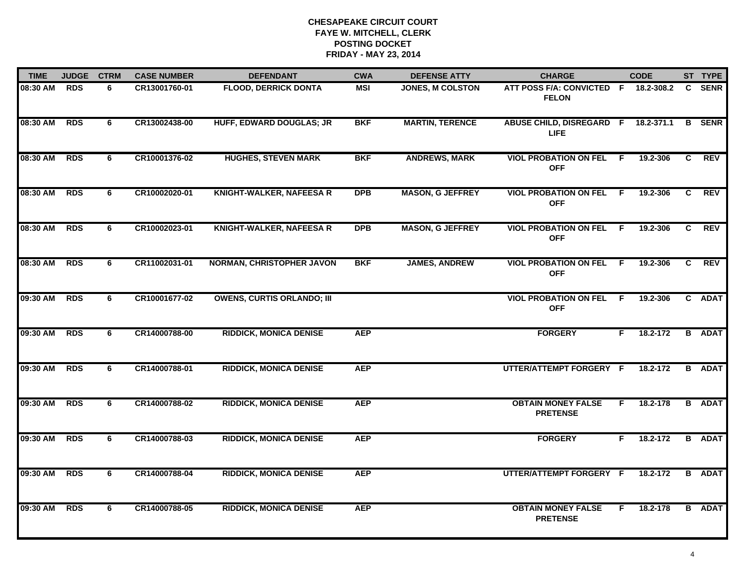# CHESAPEAKE CIRCUIT COURT
## FAYE W. MITCHELL, CLERK
## POSTING DOCKET
## FRIDAY - MAY 23, 2014

| TIME | JUDGE | CTRM | CASE NUMBER | DEFENDANT | CWA | DEFENSE ATTY | CHARGE | | CODE | ST | TYPE |
|---|---|---|---|---|---|---|---|---|---|---|---|
| 08:30 AM | RDS | 6 | CR13001760-01 | FLOOD, DERRICK DONTA | MSI | JONES, M COLSTON | ATT POSS F/A: CONVICTED FELON | F | 18.2-308.2 | C | SENR |
| 08:30 AM | RDS | 6 | CR13002438-00 | HUFF, EDWARD DOUGLAS; JR | BKF | MARTIN, TERENCE | ABUSE CHILD, DISREGARD LIFE | F | 18.2-371.1 | B | SENR |
| 08:30 AM | RDS | 6 | CR10001376-02 | HUGHES, STEVEN MARK | BKF | ANDREWS, MARK | VIOL PROBATION ON FEL OFF | F | 19.2-306 | C | REV |
| 08:30 AM | RDS | 6 | CR10002020-01 | KNIGHT-WALKER, NAFEESA R | DPB | MASON, G JEFFREY | VIOL PROBATION ON FEL OFF | F | 19.2-306 | C | REV |
| 08:30 AM | RDS | 6 | CR10002023-01 | KNIGHT-WALKER, NAFEESA R | DPB | MASON, G JEFFREY | VIOL PROBATION ON FEL OFF | F | 19.2-306 | C | REV |
| 08:30 AM | RDS | 6 | CR11002031-01 | NORMAN, CHRISTOPHER JAVON | BKF | JAMES, ANDREW | VIOL PROBATION ON FEL OFF | F | 19.2-306 | C | REV |
| 09:30 AM | RDS | 6 | CR10001677-02 | OWENS, CURTIS ORLANDO; III | | | VIOL PROBATION ON FEL OFF | F | 19.2-306 | C | ADAT |
| 09:30 AM | RDS | 6 | CR14000788-00 | RIDDICK, MONICA DENISE | AEP | | FORGERY | F | 18.2-172 | B | ADAT |
| 09:30 AM | RDS | 6 | CR14000788-01 | RIDDICK, MONICA DENISE | AEP | | UTTER/ATTEMPT FORGERY | F | 18.2-172 | B | ADAT |
| 09:30 AM | RDS | 6 | CR14000788-02 | RIDDICK, MONICA DENISE | AEP | | OBTAIN MONEY FALSE PRETENSE | F | 18.2-178 | B | ADAT |
| 09:30 AM | RDS | 6 | CR14000788-03 | RIDDICK, MONICA DENISE | AEP | | FORGERY | F | 18.2-172 | B | ADAT |
| 09:30 AM | RDS | 6 | CR14000788-04 | RIDDICK, MONICA DENISE | AEP | | UTTER/ATTEMPT FORGERY | F | 18.2-172 | B | ADAT |
| 09:30 AM | RDS | 6 | CR14000788-05 | RIDDICK, MONICA DENISE | AEP | | OBTAIN MONEY FALSE PRETENSE | F | 18.2-178 | B | ADAT |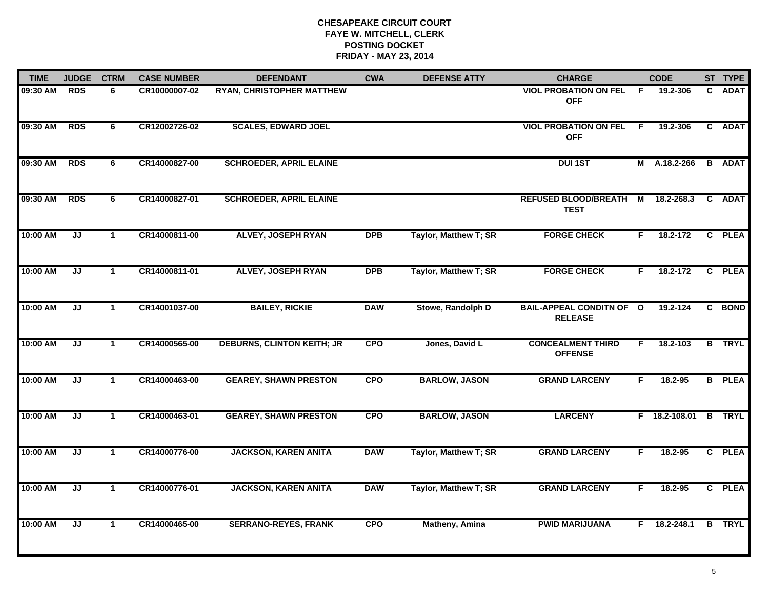**CHESAPEAKE CIRCUIT COURT**
**FAYE W. MITCHELL, CLERK**
**POSTING DOCKET**
**FRIDAY - MAY 23, 2014**

| TIME | JUDGE | CTRM | CASE NUMBER | DEFENDANT | CWA | DEFENSE ATTY | CHARGE | | CODE | ST | TYPE |
|---|---|---|---|---|---|---|---|---|---|---|---|
| 09:30 AM | RDS | 6 | CR10000007-02 | RYAN, CHRISTOPHER MATTHEW | | | VIOL PROBATION ON FEL OFF | F | 19.2-306 | C | ADAT |
| 09:30 AM | RDS | 6 | CR12002726-02 | SCALES, EDWARD JOEL | | | VIOL PROBATION ON FEL OFF | F | 19.2-306 | C | ADAT |
| 09:30 AM | RDS | 6 | CR14000827-00 | SCHROEDER, APRIL ELAINE | | | DUI 1ST | M | A.18.2-266 | B | ADAT |
| 09:30 AM | RDS | 6 | CR14000827-01 | SCHROEDER, APRIL ELAINE | | | REFUSED BLOOD/BREATH TEST | M | 18.2-268.3 | C | ADAT |
| 10:00 AM | JJ | 1 | CR14000811-00 | ALVEY, JOSEPH RYAN | DPB | Taylor, Matthew T; SR | FORGE CHECK | F | 18.2-172 | C | PLEA |
| 10:00 AM | JJ | 1 | CR14000811-01 | ALVEY, JOSEPH RYAN | DPB | Taylor, Matthew T; SR | FORGE CHECK | F | 18.2-172 | C | PLEA |
| 10:00 AM | JJ | 1 | CR14001037-00 | BAILEY, RICKIE | DAW | Stowe, Randolph D | BAIL-APPEAL CONDITN OF RELEASE | O | 19.2-124 | C | BOND |
| 10:00 AM | JJ | 1 | CR14000565-00 | DEBURNS, CLINTON KEITH; JR | CPO | Jones, David L | CONCEALMENT THIRD OFFENSE | F | 18.2-103 | B | TRYL |
| 10:00 AM | JJ | 1 | CR14000463-00 | GEAREY, SHAWN PRESTON | CPO | BARLOW, JASON | GRAND LARCENY | F | 18.2-95 | B | PLEA |
| 10:00 AM | JJ | 1 | CR14000463-01 | GEAREY, SHAWN PRESTON | CPO | BARLOW, JASON | LARCENY | F | 18.2-108.01 | B | TRYL |
| 10:00 AM | JJ | 1 | CR14000776-00 | JACKSON, KAREN ANITA | DAW | Taylor, Matthew T; SR | GRAND LARCENY | F | 18.2-95 | C | PLEA |
| 10:00 AM | JJ | 1 | CR14000776-01 | JACKSON, KAREN ANITA | DAW | Taylor, Matthew T; SR | GRAND LARCENY | F | 18.2-95 | C | PLEA |
| 10:00 AM | JJ | 1 | CR14000465-00 | SERRANO-REYES, FRANK | CPO | Matheny, Amina | PWID MARIJUANA | F | 18.2-248.1 | B | TRYL |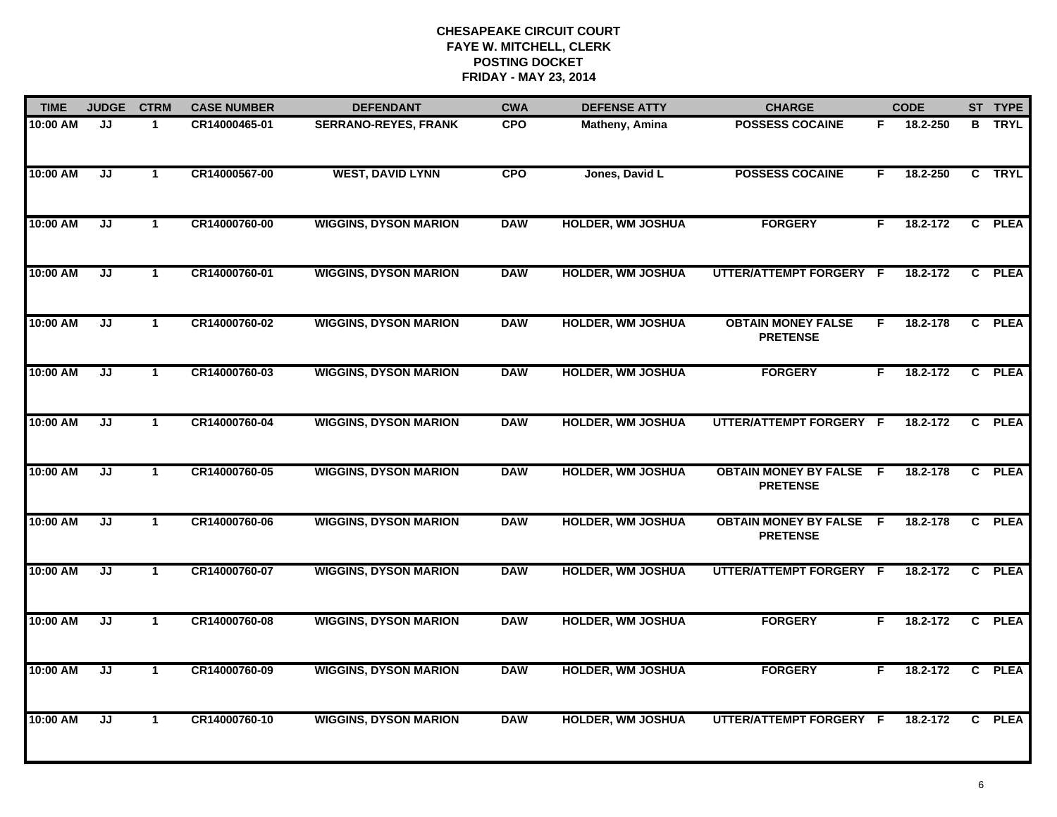**CHESAPEAKE CIRCUIT COURT**
**FAYE W. MITCHELL, CLERK**
**POSTING DOCKET**
**FRIDAY - MAY 23, 2014**

| TIME | JUDGE | CTRM | CASE NUMBER | DEFENDANT | CWA | DEFENSE ATTY | CHARGE | | CODE | ST | TYPE |
|---|---|---|---|---|---|---|---|---|---|---|---|
| 10:00 AM | JJ | 1 | CR14000465-01 | SERRANO-REYES, FRANK | CPO | Matheny, Amina | POSSESS COCAINE | F | 18.2-250 | B | TRYL |
| 10:00 AM | JJ | 1 | CR14000567-00 | WEST, DAVID LYNN | CPO | Jones, David L | POSSESS COCAINE | F | 18.2-250 | C | TRYL |
| 10:00 AM | JJ | 1 | CR14000760-00 | WIGGINS, DYSON MARION | DAW | HOLDER, WM JOSHUA | FORGERY | F | 18.2-172 | C | PLEA |
| 10:00 AM | JJ | 1 | CR14000760-01 | WIGGINS, DYSON MARION | DAW | HOLDER, WM JOSHUA | UTTER/ATTEMPT FORGERY | F | 18.2-172 | C | PLEA |
| 10:00 AM | JJ | 1 | CR14000760-02 | WIGGINS, DYSON MARION | DAW | HOLDER, WM JOSHUA | OBTAIN MONEY FALSE PRETENSE | F | 18.2-178 | C | PLEA |
| 10:00 AM | JJ | 1 | CR14000760-03 | WIGGINS, DYSON MARION | DAW | HOLDER, WM JOSHUA | FORGERY | F | 18.2-172 | C | PLEA |
| 10:00 AM | JJ | 1 | CR14000760-04 | WIGGINS, DYSON MARION | DAW | HOLDER, WM JOSHUA | UTTER/ATTEMPT FORGERY | F | 18.2-172 | C | PLEA |
| 10:00 AM | JJ | 1 | CR14000760-05 | WIGGINS, DYSON MARION | DAW | HOLDER, WM JOSHUA | OBTAIN MONEY BY FALSE PRETENSE | F | 18.2-178 | C | PLEA |
| 10:00 AM | JJ | 1 | CR14000760-06 | WIGGINS, DYSON MARION | DAW | HOLDER, WM JOSHUA | OBTAIN MONEY BY FALSE PRETENSE | F | 18.2-178 | C | PLEA |
| 10:00 AM | JJ | 1 | CR14000760-07 | WIGGINS, DYSON MARION | DAW | HOLDER, WM JOSHUA | UTTER/ATTEMPT FORGERY | F | 18.2-172 | C | PLEA |
| 10:00 AM | JJ | 1 | CR14000760-08 | WIGGINS, DYSON MARION | DAW | HOLDER, WM JOSHUA | FORGERY | F | 18.2-172 | C | PLEA |
| 10:00 AM | JJ | 1 | CR14000760-09 | WIGGINS, DYSON MARION | DAW | HOLDER, WM JOSHUA | FORGERY | F | 18.2-172 | C | PLEA |
| 10:00 AM | JJ | 1 | CR14000760-10 | WIGGINS, DYSON MARION | DAW | HOLDER, WM JOSHUA | UTTER/ATTEMPT FORGERY | F | 18.2-172 | C | PLEA |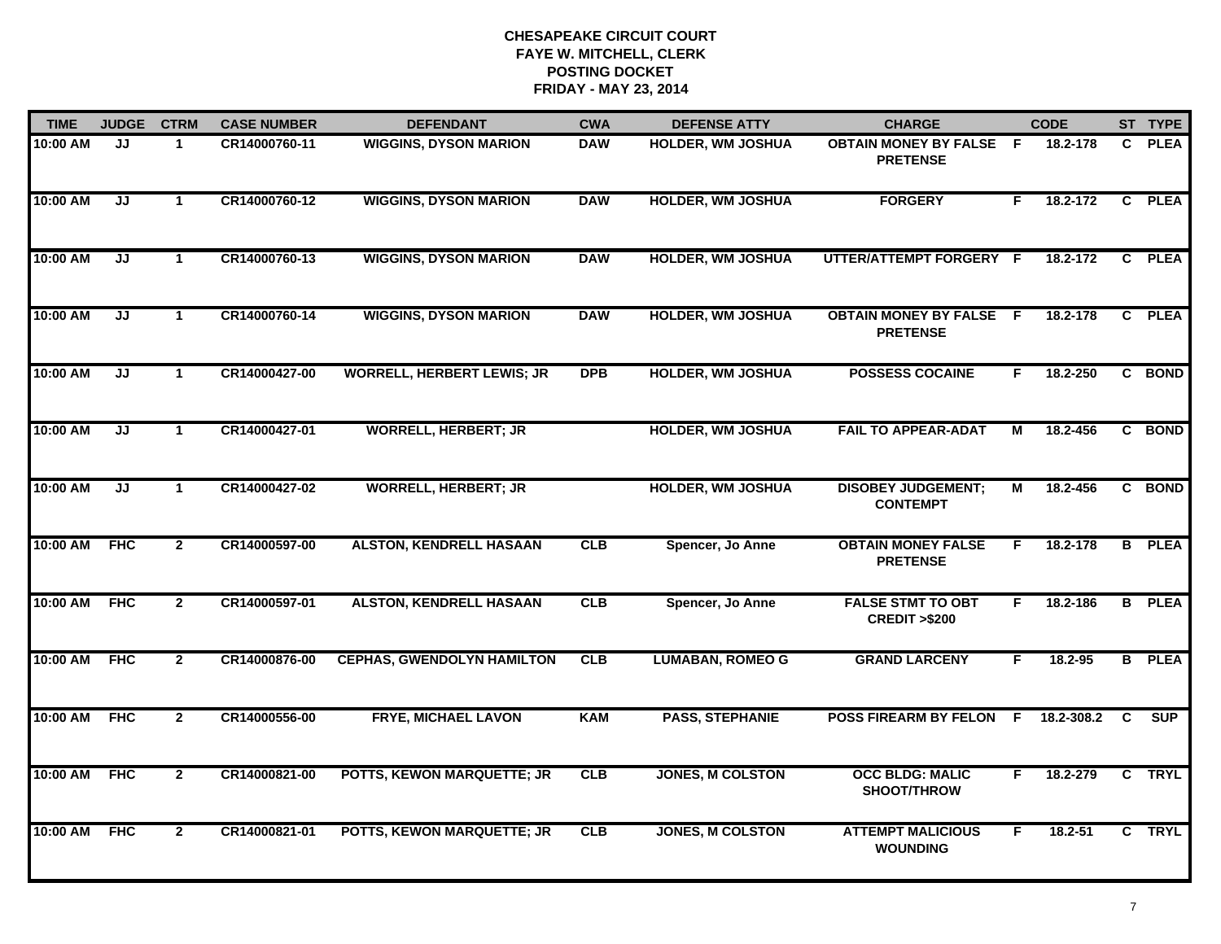# CHESAPEAKE CIRCUIT COURT
## FAYE W. MITCHELL, CLERK
## POSTING DOCKET
## FRIDAY - MAY 23, 2014

| TIME | JUDGE | CTRM | CASE NUMBER | DEFENDANT | CWA | DEFENSE ATTY | CHARGE | | CODE | ST | TYPE |
|---|---|---|---|---|---|---|---|---|---|---|---|
| 10:00 AM | JJ | 1 | CR14000760-11 | WIGGINS, DYSON MARION | DAW | HOLDER, WM JOSHUA | OBTAIN MONEY BY FALSE PRETENSE | F | 18.2-178 | C | PLEA |
| 10:00 AM | JJ | 1 | CR14000760-12 | WIGGINS, DYSON MARION | DAW | HOLDER, WM JOSHUA | FORGERY | F | 18.2-172 | C | PLEA |
| 10:00 AM | JJ | 1 | CR14000760-13 | WIGGINS, DYSON MARION | DAW | HOLDER, WM JOSHUA | UTTER/ATTEMPT FORGERY | F | 18.2-172 | C | PLEA |
| 10:00 AM | JJ | 1 | CR14000760-14 | WIGGINS, DYSON MARION | DAW | HOLDER, WM JOSHUA | OBTAIN MONEY BY FALSE PRETENSE | F | 18.2-178 | C | PLEA |
| 10:00 AM | JJ | 1 | CR14000427-00 | WORRELL, HERBERT LEWIS; JR | DPB | HOLDER, WM JOSHUA | POSSESS COCAINE | F | 18.2-250 | C | BOND |
| 10:00 AM | JJ | 1 | CR14000427-01 | WORRELL, HERBERT; JR | | HOLDER, WM JOSHUA | FAIL TO APPEAR-ADAT | M | 18.2-456 | C | BOND |
| 10:00 AM | JJ | 1 | CR14000427-02 | WORRELL, HERBERT; JR | | HOLDER, WM JOSHUA | DISOBEY JUDGEMENT; CONTEMPT | M | 18.2-456 | C | BOND |
| 10:00 AM | FHC | 2 | CR14000597-00 | ALSTON, KENDRELL HASAAN | CLB | Spencer, Jo Anne | OBTAIN MONEY FALSE PRETENSE | F | 18.2-178 | B | PLEA |
| 10:00 AM | FHC | 2 | CR14000597-01 | ALSTON, KENDRELL HASAAN | CLB | Spencer, Jo Anne | FALSE STMT TO OBT CREDIT >$200 | F | 18.2-186 | B | PLEA |
| 10:00 AM | FHC | 2 | CR14000876-00 | CEPHAS, GWENDOLYN HAMILTON | CLB | LUMABAN, ROMEO G | GRAND LARCENY | F | 18.2-95 | B | PLEA |
| 10:00 AM | FHC | 2 | CR14000556-00 | FRYE, MICHAEL LAVON | KAM | PASS, STEPHANIE | POSS FIREARM BY FELON | F | 18.2-308.2 | C | SUP |
| 10:00 AM | FHC | 2 | CR14000821-00 | POTTS, KEWON MARQUETTE; JR | CLB | JONES, M COLSTON | OCC BLDG: MALIC SHOOT/THROW | F | 18.2-279 | C | TRYL |
| 10:00 AM | FHC | 2 | CR14000821-01 | POTTS, KEWON MARQUETTE; JR | CLB | JONES, M COLSTON | ATTEMPT MALICIOUS WOUNDING | F | 18.2-51 | C | TRYL |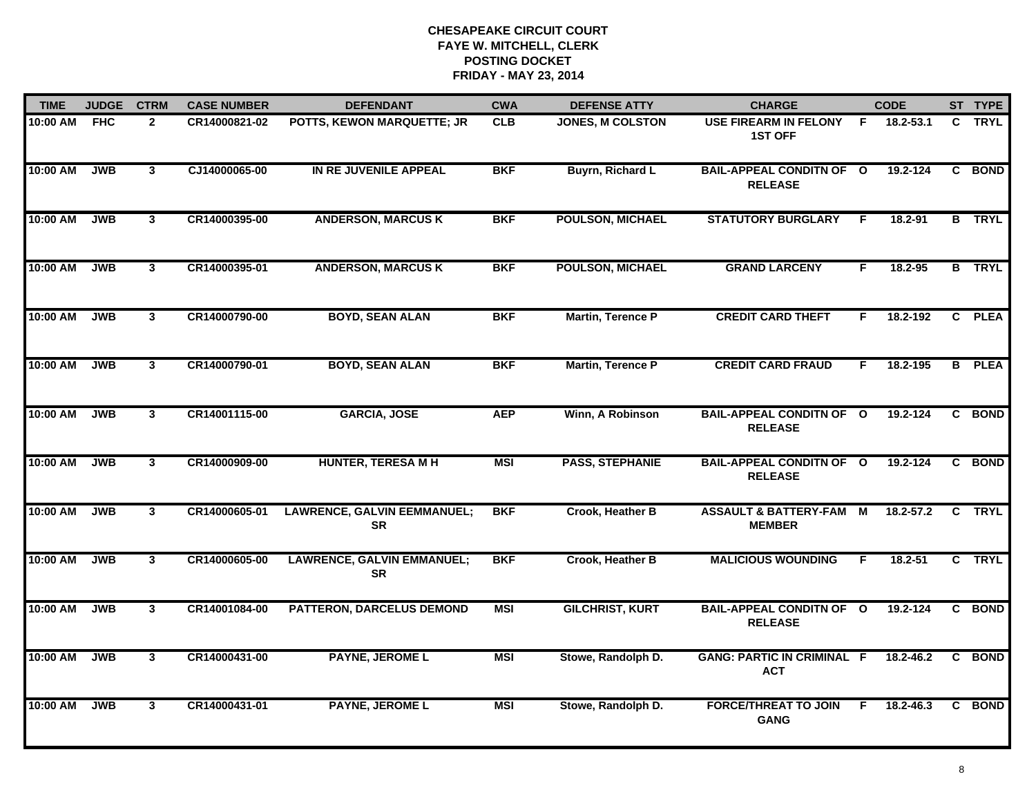# CHESAPEAKE CIRCUIT COURT
## FAYE W. MITCHELL, CLERK
## POSTING DOCKET
## FRIDAY - MAY 23, 2014

| TIME | JUDGE | CTRM | CASE NUMBER | DEFENDANT | CWA | DEFENSE ATTY | CHARGE | | CODE | ST | TYPE |
|---|---|---|---|---|---|---|---|---|---|---|---|
| 10:00 AM | FHC | 2 | CR14000821-02 | POTTS, KEWON MARQUETTE; JR | CLB | JONES, M COLSTON | USE FIREARM IN FELONY 1ST OFF | F | 18.2-53.1 | C | TRYL |
| 10:00 AM | JWB | 3 | CJ14000065-00 | IN RE JUVENILE APPEAL | BKF | Buyrn, Richard L | BAIL-APPEAL CONDITN OF RELEASE | O | 19.2-124 | C | BOND |
| 10:00 AM | JWB | 3 | CR14000395-00 | ANDERSON, MARCUS K | BKF | POULSON, MICHAEL | STATUTORY BURGLARY | F | 18.2-91 | B | TRYL |
| 10:00 AM | JWB | 3 | CR14000395-01 | ANDERSON, MARCUS K | BKF | POULSON, MICHAEL | GRAND LARCENY | F | 18.2-95 | B | TRYL |
| 10:00 AM | JWB | 3 | CR14000790-00 | BOYD, SEAN ALAN | BKF | Martin, Terence P | CREDIT CARD THEFT | F | 18.2-192 | C | PLEA |
| 10:00 AM | JWB | 3 | CR14000790-01 | BOYD, SEAN ALAN | BKF | Martin, Terence P | CREDIT CARD FRAUD | F | 18.2-195 | B | PLEA |
| 10:00 AM | JWB | 3 | CR14001115-00 | GARCIA, JOSE | AEP | Winn, A Robinson | BAIL-APPEAL CONDITN OF RELEASE | O | 19.2-124 | C | BOND |
| 10:00 AM | JWB | 3 | CR14000909-00 | HUNTER, TERESA M H | MSI | PASS, STEPHANIE | BAIL-APPEAL CONDITN OF RELEASE | O | 19.2-124 | C | BOND |
| 10:00 AM | JWB | 3 | CR14000605-01 | LAWRENCE, GALVIN EEMMANUEL; SR | BKF | Crook, Heather B | ASSAULT & BATTERY-FAM MEMBER | M | 18.2-57.2 | C | TRYL |
| 10:00 AM | JWB | 3 | CR14000605-00 | LAWRENCE, GALVIN EMMANUEL; SR | BKF | Crook, Heather B | MALICIOUS WOUNDING | F | 18.2-51 | C | TRYL |
| 10:00 AM | JWB | 3 | CR14001084-00 | PATTERON, DARCELUS DEMOND | MSI | GILCHRIST, KURT | BAIL-APPEAL CONDITN OF RELEASE | O | 19.2-124 | C | BOND |
| 10:00 AM | JWB | 3 | CR14000431-00 | PAYNE, JEROME L | MSI | Stowe, Randolph D. | GANG: PARTIC IN CRIMINAL ACT | F | 18.2-46.2 | C | BOND |
| 10:00 AM | JWB | 3 | CR14000431-01 | PAYNE, JEROME L | MSI | Stowe, Randolph D. | FORCE/THREAT TO JOIN GANG | F | 18.2-46.3 | C | BOND |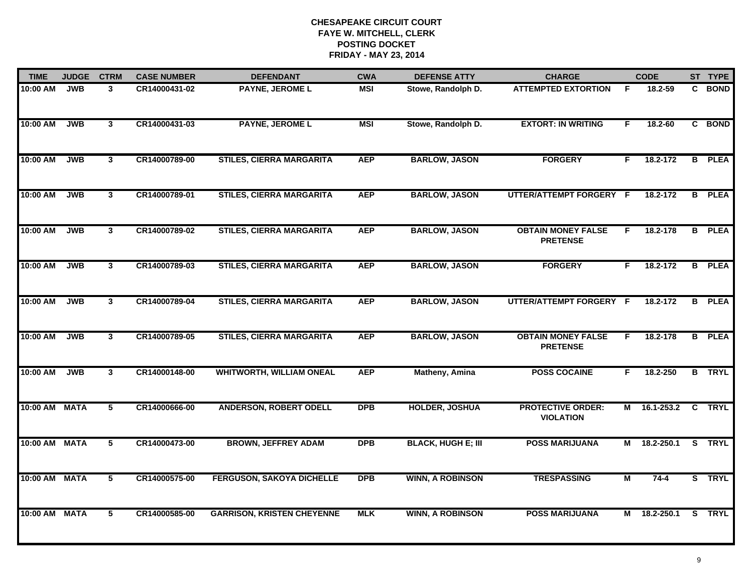# CHESAPEAKE CIRCUIT COURT
## FAYE W. MITCHELL, CLERK
## POSTING DOCKET
## FRIDAY - MAY 23, 2014

| TIME | JUDGE | CTRM | CASE NUMBER | DEFENDANT | CWA | DEFENSE ATTY | CHARGE | | CODE | ST | TYPE |
|---|---|---|---|---|---|---|---|---|---|---|---|
| 10:00 AM | JWB | 3 | CR14000431-02 | PAYNE, JEROME L | MSI | Stowe, Randolph D. | ATTEMPTED EXTORTION | F | 18.2-59 | C | BOND |
| 10:00 AM | JWB | 3 | CR14000431-03 | PAYNE, JEROME L | MSI | Stowe, Randolph D. | EXTORT: IN WRITING | F | 18.2-60 | C | BOND |
| 10:00 AM | JWB | 3 | CR14000789-00 | STILES, CIERRA MARGARITA | AEP | BARLOW, JASON | FORGERY | F | 18.2-172 | B | PLEA |
| 10:00 AM | JWB | 3 | CR14000789-01 | STILES, CIERRA MARGARITA | AEP | BARLOW, JASON | UTTER/ATTEMPT FORGERY | F | 18.2-172 | B | PLEA |
| 10:00 AM | JWB | 3 | CR14000789-02 | STILES, CIERRA MARGARITA | AEP | BARLOW, JASON | OBTAIN MONEY FALSE PRETENSE | F | 18.2-178 | B | PLEA |
| 10:00 AM | JWB | 3 | CR14000789-03 | STILES, CIERRA MARGARITA | AEP | BARLOW, JASON | FORGERY | F | 18.2-172 | B | PLEA |
| 10:00 AM | JWB | 3 | CR14000789-04 | STILES, CIERRA MARGARITA | AEP | BARLOW, JASON | UTTER/ATTEMPT FORGERY | F | 18.2-172 | B | PLEA |
| 10:00 AM | JWB | 3 | CR14000789-05 | STILES, CIERRA MARGARITA | AEP | BARLOW, JASON | OBTAIN MONEY FALSE PRETENSE | F | 18.2-178 | B | PLEA |
| 10:00 AM | JWB | 3 | CR14000148-00 | WHITWORTH, WILLIAM ONEAL | AEP | Matheny, Amina | POSS COCAINE | F | 18.2-250 | B | TRYL |
| 10:00 AM | MATA | 5 | CR14000666-00 | ANDERSON, ROBERT ODELL | DPB | HOLDER, JOSHUA | PROTECTIVE ORDER: VIOLATION | M | 16.1-253.2 | C | TRYL |
| 10:00 AM | MATA | 5 | CR14000473-00 | BROWN, JEFFREY ADAM | DPB | BLACK, HUGH E; III | POSS MARIJUANA | M | 18.2-250.1 | S | TRYL |
| 10:00 AM | MATA | 5 | CR14000575-00 | FERGUSON, SAKOYA DICHELLE | DPB | WINN, A ROBINSON | TRESPASSING | M | 74-4 | S | TRYL |
| 10:00 AM | MATA | 5 | CR14000585-00 | GARRISON, KRISTEN CHEYENNE | MLK | WINN, A ROBINSON | POSS MARIJUANA | M | 18.2-250.1 | S | TRYL |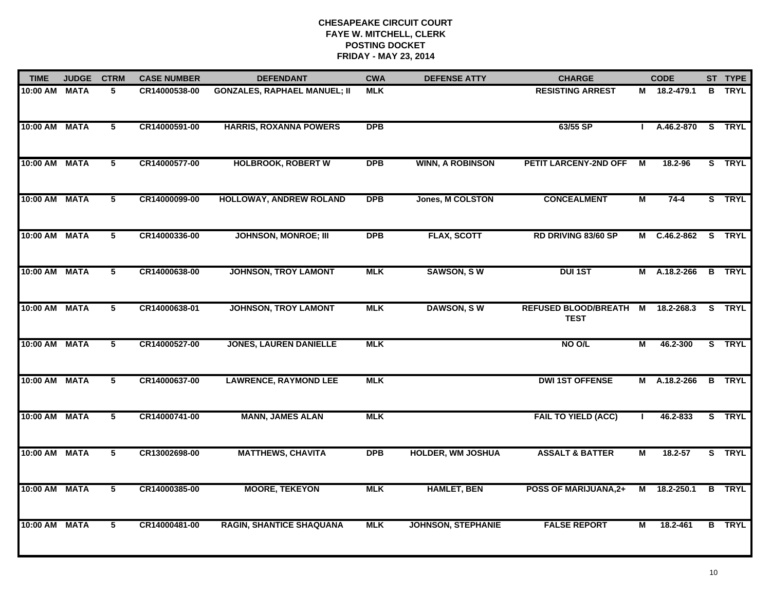**CHESAPEAKE CIRCUIT COURT**
**FAYE W. MITCHELL, CLERK**
**POSTING DOCKET**
**FRIDAY - MAY 23, 2014**

| TIME | JUDGE | CTRM | CASE NUMBER | DEFENDANT | CWA | DEFENSE ATTY | CHARGE | | CODE | ST | TYPE |
|---|---|---|---|---|---|---|---|---|---|---|---|
| 10:00 AM | MATA | 5 | CR14000538-00 | GONZALES, RAPHAEL MANUEL; II | MLK | | RESISTING ARREST | M | 18.2-479.1 | B | TRYL |
| 10:00 AM | MATA | 5 | CR14000591-00 | HARRIS, ROXANNA POWERS | DPB | | 63/55 SP | I | A.46.2-870 | S | TRYL |
| 10:00 AM | MATA | 5 | CR14000577-00 | HOLBROOK, ROBERT W | DPB | WINN, A ROBINSON | PETIT LARCENY-2ND OFF | M | 18.2-96 | S | TRYL |
| 10:00 AM | MATA | 5 | CR14000099-00 | HOLLOWAY, ANDREW ROLAND | DPB | Jones, M COLSTON | CONCEALMENT | M | 74-4 | S | TRYL |
| 10:00 AM | MATA | 5 | CR14000336-00 | JOHNSON, MONROE; III | DPB | FLAX, SCOTT | RD DRIVING 83/60 SP | M | C.46.2-862 | S | TRYL |
| 10:00 AM | MATA | 5 | CR14000638-00 | JOHNSON, TROY LAMONT | MLK | SAWSON, S W | DUI 1ST | M | A.18.2-266 | B | TRYL |
| 10:00 AM | MATA | 5 | CR14000638-01 | JOHNSON, TROY LAMONT | MLK | DAWSON, S W | REFUSED BLOOD/BREATH TEST | M | 18.2-268.3 | S | TRYL |
| 10:00 AM | MATA | 5 | CR14000527-00 | JONES, LAUREN DANIELLE | MLK | | NO O/L | M | 46.2-300 | S | TRYL |
| 10:00 AM | MATA | 5 | CR14000637-00 | LAWRENCE, RAYMOND LEE | MLK | | DWI 1ST OFFENSE | M | A.18.2-266 | B | TRYL |
| 10:00 AM | MATA | 5 | CR14000741-00 | MANN, JAMES ALAN | MLK | | FAIL TO YIELD (ACC) | I | 46.2-833 | S | TRYL |
| 10:00 AM | MATA | 5 | CR13002698-00 | MATTHEWS, CHAVITA | DPB | HOLDER, WM JOSHUA | ASSALT & BATTER | M | 18.2-57 | S | TRYL |
| 10:00 AM | MATA | 5 | CR14000385-00 | MOORE, TEKEYON | MLK | HAMLET, BEN | POSS OF MARIJUANA,2+ | M | 18.2-250.1 | B | TRYL |
| 10:00 AM | MATA | 5 | CR14000481-00 | RAGIN, SHANTICE SHAQUANA | MLK | JOHNSON, STEPHANIE | FALSE REPORT | M | 18.2-461 | B | TRYL |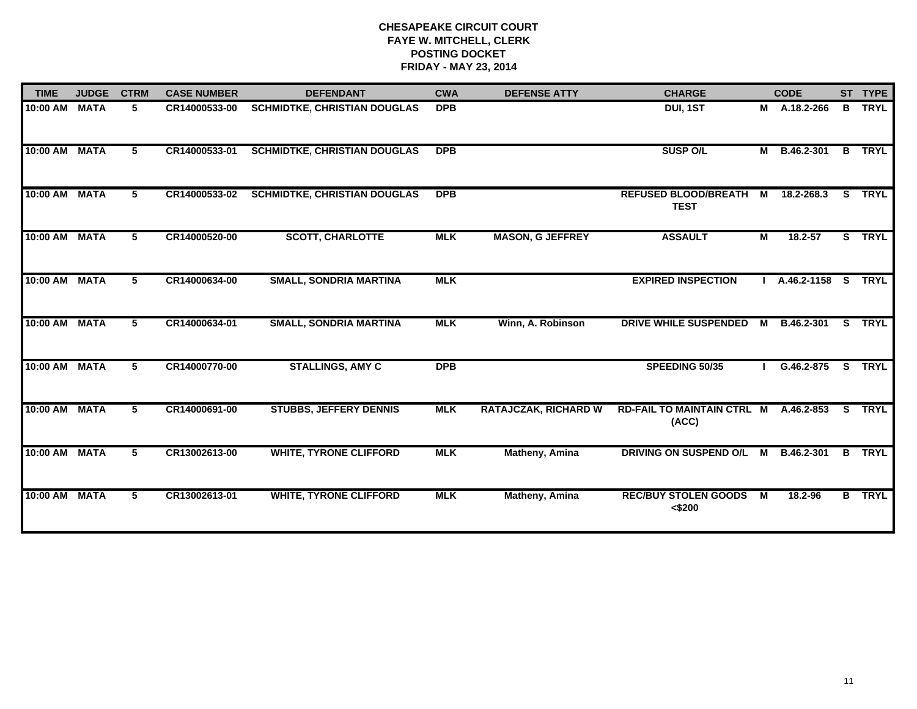**CHESAPEAKE CIRCUIT COURT**
**FAYE W. MITCHELL, CLERK**
**POSTING DOCKET**
**FRIDAY - MAY 23, 2014**

| TIME | JUDGE | CTRM | CASE NUMBER | DEFENDANT | CWA | DEFENSE ATTY | CHARGE | | CODE | ST | TYPE |
|---|---|---|---|---|---|---|---|---|---|---|---|
| 10:00 AM | MATA | 5 | CR14000533-00 | SCHMIDTKE, CHRISTIAN DOUGLAS | DPB | | DUI, 1ST | M | A.18.2-266 | B | TRYL |
| 10:00 AM | MATA | 5 | CR14000533-01 | SCHMIDTKE, CHRISTIAN DOUGLAS | DPB | | SUSP O/L | M | B.46.2-301 | B | TRYL |
| 10:00 AM | MATA | 5 | CR14000533-02 | SCHMIDTKE, CHRISTIAN DOUGLAS | DPB | | REFUSED BLOOD/BREATH TEST | M | 18.2-268.3 | S | TRYL |
| 10:00 AM | MATA | 5 | CR14000520-00 | SCOTT, CHARLOTTE | MLK | MASON, G JEFFREY | ASSAULT | M | 18.2-57 | S | TRYL |
| 10:00 AM | MATA | 5 | CR14000634-00 | SMALL, SONDRIA MARTINA | MLK | | EXPIRED INSPECTION | I | A.46.2-1158 | S | TRYL |
| 10:00 AM | MATA | 5 | CR14000634-01 | SMALL, SONDRIA MARTINA | MLK | Winn, A. Robinson | DRIVE WHILE SUSPENDED | M | B.46.2-301 | S | TRYL |
| 10:00 AM | MATA | 5 | CR14000770-00 | STALLINGS, AMY C | DPB | | SPEEDING 50/35 | I | G.46.2-875 | S | TRYL |
| 10:00 AM | MATA | 5 | CR14000691-00 | STUBBS, JEFFERY DENNIS | MLK | RATAJCZAK, RICHARD W | RD-FAIL TO MAINTAIN CTRL (ACC) | M | A.46.2-853 | S | TRYL |
| 10:00 AM | MATA | 5 | CR13002613-00 | WHITE, TYRONE CLIFFORD | MLK | Matheny, Amina | DRIVING ON SUSPEND O/L | M | B.46.2-301 | B | TRYL |
| 10:00 AM | MATA | 5 | CR13002613-01 | WHITE, TYRONE CLIFFORD | MLK | Matheny, Amina | REC/BUY STOLEN GOODS <$200 | M | 18.2-96 | B | TRYL |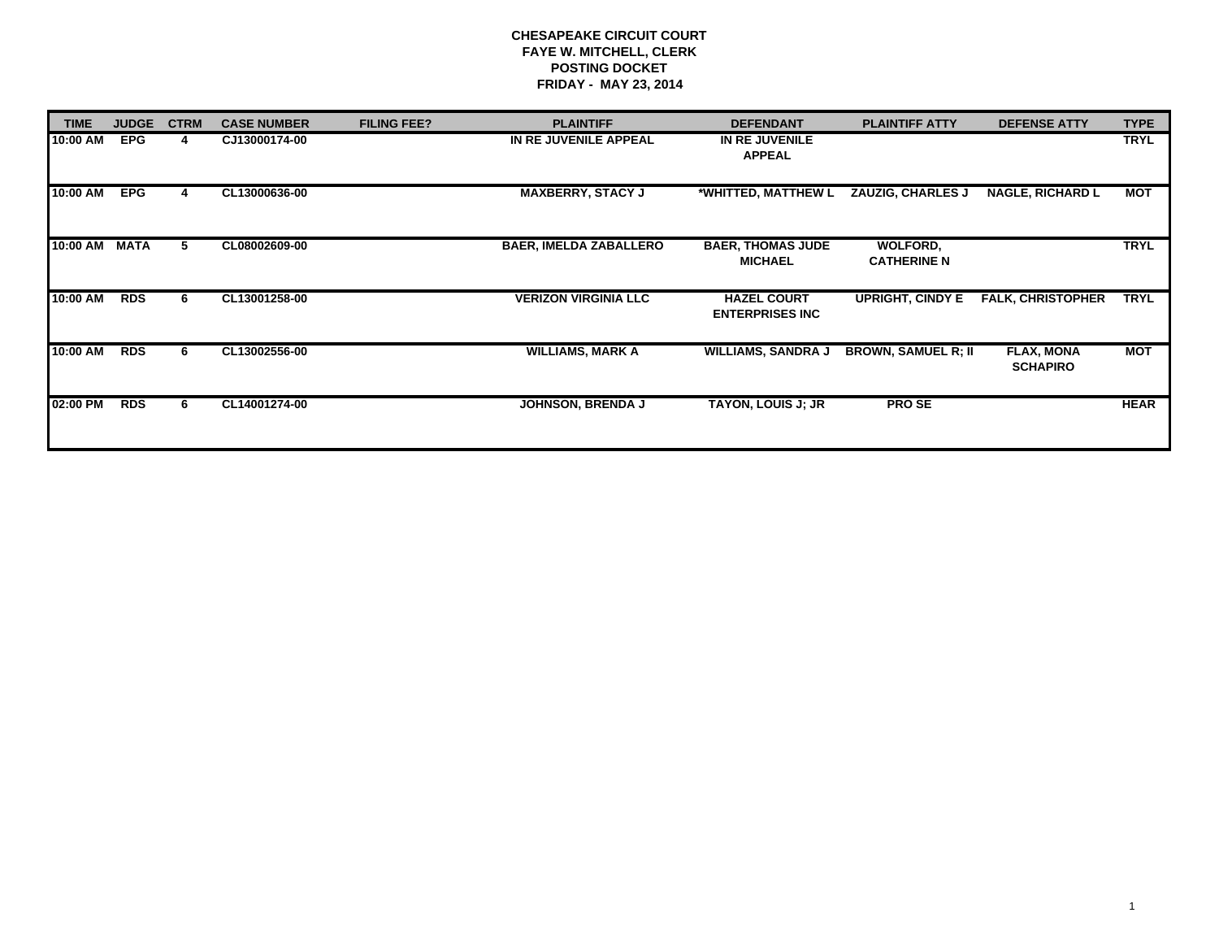**CHESAPEAKE CIRCUIT COURT**
**FAYE W. MITCHELL, CLERK**
**POSTING DOCKET**
**FRIDAY - MAY 23, 2014**

| TIME | JUDGE | CTRM | CASE NUMBER | FILING FEE? | PLAINTIFF | DEFENDANT | PLAINTIFF ATTY | DEFENSE ATTY | TYPE |
|---|---|---|---|---|---|---|---|---|---|
| 10:00 AM | EPG | 4 | CJ13000174-00 | | IN RE JUVENILE APPEAL | IN RE JUVENILE APPEAL | | | TRYL |
| 10:00 AM | EPG | 4 | CL13000636-00 | | MAXBERRY, STACY J | *WHITTED, MATTHEW L | ZAUZIG, CHARLES J | NAGLE, RICHARD L | MOT |
| 10:00 AM | MATA | 5 | CL08002609-00 | | BAER, IMELDA ZABALLERO | BAER, THOMAS JUDE MICHAEL | WOLFORD, CATHERINE N | | TRYL |
| 10:00 AM | RDS | 6 | CL13001258-00 | | VERIZON VIRGINIA LLC | HAZEL COURT ENTERPRISES INC | UPRIGHT, CINDY E | FALK, CHRISTOPHER | TRYL |
| 10:00 AM | RDS | 6 | CL13002556-00 | | WILLIAMS, MARK A | WILLIAMS, SANDRA J | BROWN, SAMUEL R; II | FLAX, MONA SCHAPIRO | MOT |
| 02:00 PM | RDS | 6 | CL14001274-00 | | JOHNSON, BRENDA J | TAYON, LOUIS J; JR | PRO SE | | HEAR |